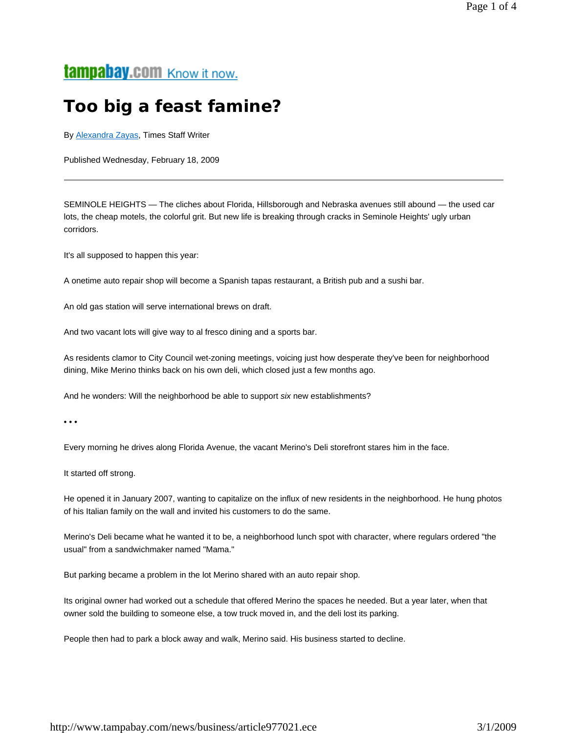tampabay.com Know it now.

# Too big a feast famine?

By Alexandra Zayas, Times Staff Writer

Published Wednesday, February 18, 2009

---

SEMINOLE HEIGHTS — The cliches about Florida, Hillsborough and Nebraska avenues still abound — the used car lots, the cheap motels, the colorful grit. But new life is breaking through cracks in Seminole Heights' ugly urban corridors.

It's all supposed to happen this year:

A onetime auto repair shop will become a Spanish tapas restaurant, a British pub and a sushi bar.

An old gas station will serve international brews on draft.

And two vacant lots will give way to al fresco dining and a sports bar.

As residents clamor to City Council wet-zoning meetings, voicing just how desperate they've been for neighborhood dining, Mike Merino thinks back on his own deli, which closed just a few months ago.

And he wonders: Will the neighborhood be able to support *six* new establishments?

• • •

Every morning he drives along Florida Avenue, the vacant Merino's Deli storefront stares him in the face.

It started off strong.

He opened it in January 2007, wanting to capitalize on the influx of new residents in the neighborhood. He hung photos of his Italian family on the wall and invited his customers to do the same.

Merino's Deli became what he wanted it to be, a neighborhood lunch spot with character, where regulars ordered "the usual" from a sandwichmaker named "Mama."

But parking became a problem in the lot Merino shared with an auto repair shop.

Its original owner had worked out a schedule that offered Merino the spaces he needed. But a year later, when that owner sold the building to someone else, a tow truck moved in, and the deli lost its parking.

People then had to park a block away and walk, Merino said. His business started to decline.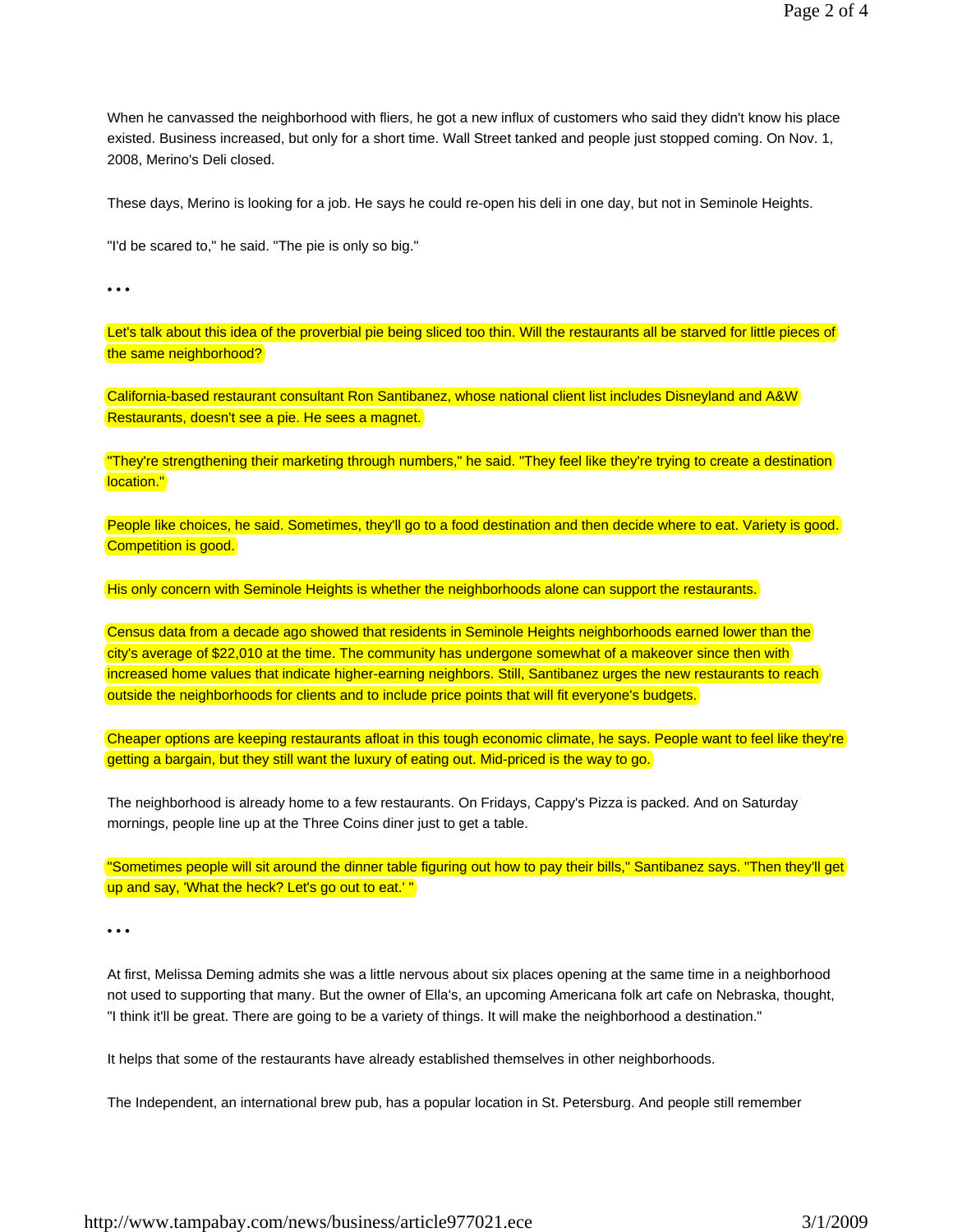When he canvassed the neighborhood with fliers, he got a new influx of customers who said they didn't know his place existed. Business increased, but only for a short time. Wall Street tanked and people just stopped coming. On Nov. 1, 2008, Merino's Deli closed.

These days, Merino is looking for a job. He says he could re-open his deli in one day, but not in Seminole Heights.

"I'd be scared to," he said. "The pie is only so big."

• • •

Let's talk about this idea of the proverbial pie being sliced too thin. Will the restaurants all be starved for little pieces of the same neighborhood?

California-based restaurant consultant Ron Santibanez, whose national client list includes Disneyland and A&W Restaurants, doesn't see a pie. He sees a magnet.

"They're strengthening their marketing through numbers," he said. "They feel like they're trying to create a destination location."

People like choices, he said. Sometimes, they'll go to a food destination and then decide where to eat. Variety is good. Competition is good.

His only concern with Seminole Heights is whether the neighborhoods alone can support the restaurants.

Census data from a decade ago showed that residents in Seminole Heights neighborhoods earned lower than the city's average of $22,010 at the time. The community has undergone somewhat of a makeover since then with increased home values that indicate higher-earning neighbors. Still, Santibanez urges the new restaurants to reach outside the neighborhoods for clients and to include price points that will fit everyone's budgets.

Cheaper options are keeping restaurants afloat in this tough economic climate, he says. People want to feel like they're getting a bargain, but they still want the luxury of eating out. Mid-priced is the way to go.

The neighborhood is already home to a few restaurants. On Fridays, Cappy's Pizza is packed. And on Saturday mornings, people line up at the Three Coins diner just to get a table.

"Sometimes people will sit around the dinner table figuring out how to pay their bills," Santibanez says. "Then they'll get up and say, 'What the heck? Let's go out to eat.' "

• • •

At first, Melissa Deming admits she was a little nervous about six places opening at the same time in a neighborhood not used to supporting that many. But the owner of Ella's, an upcoming Americana folk art cafe on Nebraska, thought, "I think it'll be great. There are going to be a variety of things. It will make the neighborhood a destination."

It helps that some of the restaurants have already established themselves in other neighborhoods.

The Independent, an international brew pub, has a popular location in St. Petersburg. And people still remember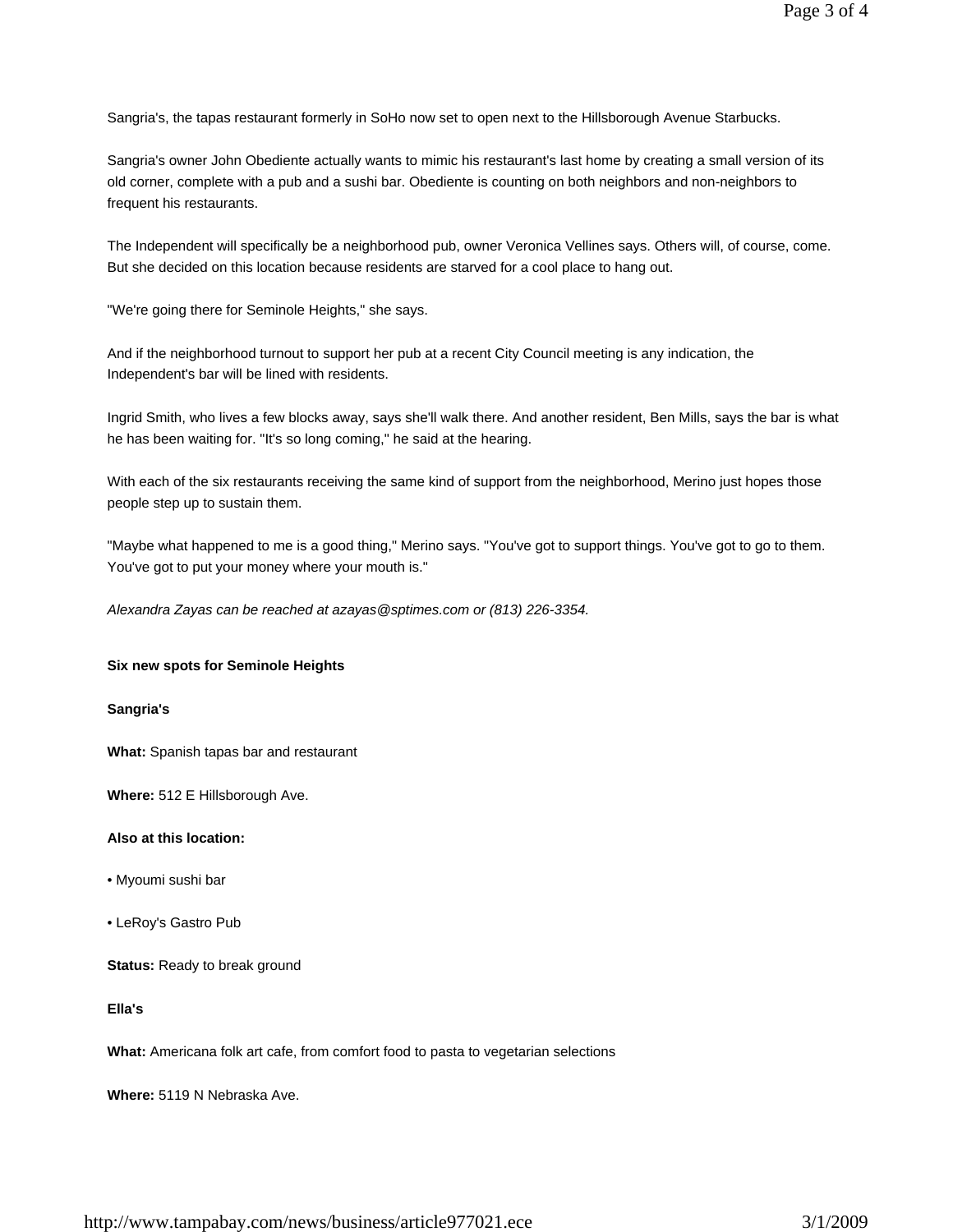Sangria's, the tapas restaurant formerly in SoHo now set to open next to the Hillsborough Avenue Starbucks.

Sangria's owner John Obediente actually wants to mimic his restaurant's last home by creating a small version of its old corner, complete with a pub and a sushi bar. Obediente is counting on both neighbors and non-neighbors to frequent his restaurants.

The Independent will specifically be a neighborhood pub, owner Veronica Vellines says. Others will, of course, come. But she decided on this location because residents are starved for a cool place to hang out.

"We're going there for Seminole Heights," she says.

And if the neighborhood turnout to support her pub at a recent City Council meeting is any indication, the Independent's bar will be lined with residents.

Ingrid Smith, who lives a few blocks away, says she'll walk there. And another resident, Ben Mills, says the bar is what he has been waiting for. "It's so long coming," he said at the hearing.

With each of the six restaurants receiving the same kind of support from the neighborhood, Merino just hopes those people step up to sustain them.

"Maybe what happened to me is a good thing," Merino says. "You've got to support things. You've got to go to them. You've got to put your money where your mouth is."

*Alexandra Zayas can be reached at azayas@sptimes.com or (813) 226-3354.*

**Six new spots for Seminole Heights**

**Sangria's**

**What:** Spanish tapas bar and restaurant

**Where:** 512 E Hillsborough Ave.

**Also at this location:**

- Myoumi sushi bar
- LeRoy's Gastro Pub

**Status:** Ready to break ground

**Ella's**

**What:** Americana folk art cafe, from comfort food to pasta to vegetarian selections

**Where:** 5119 N Nebraska Ave.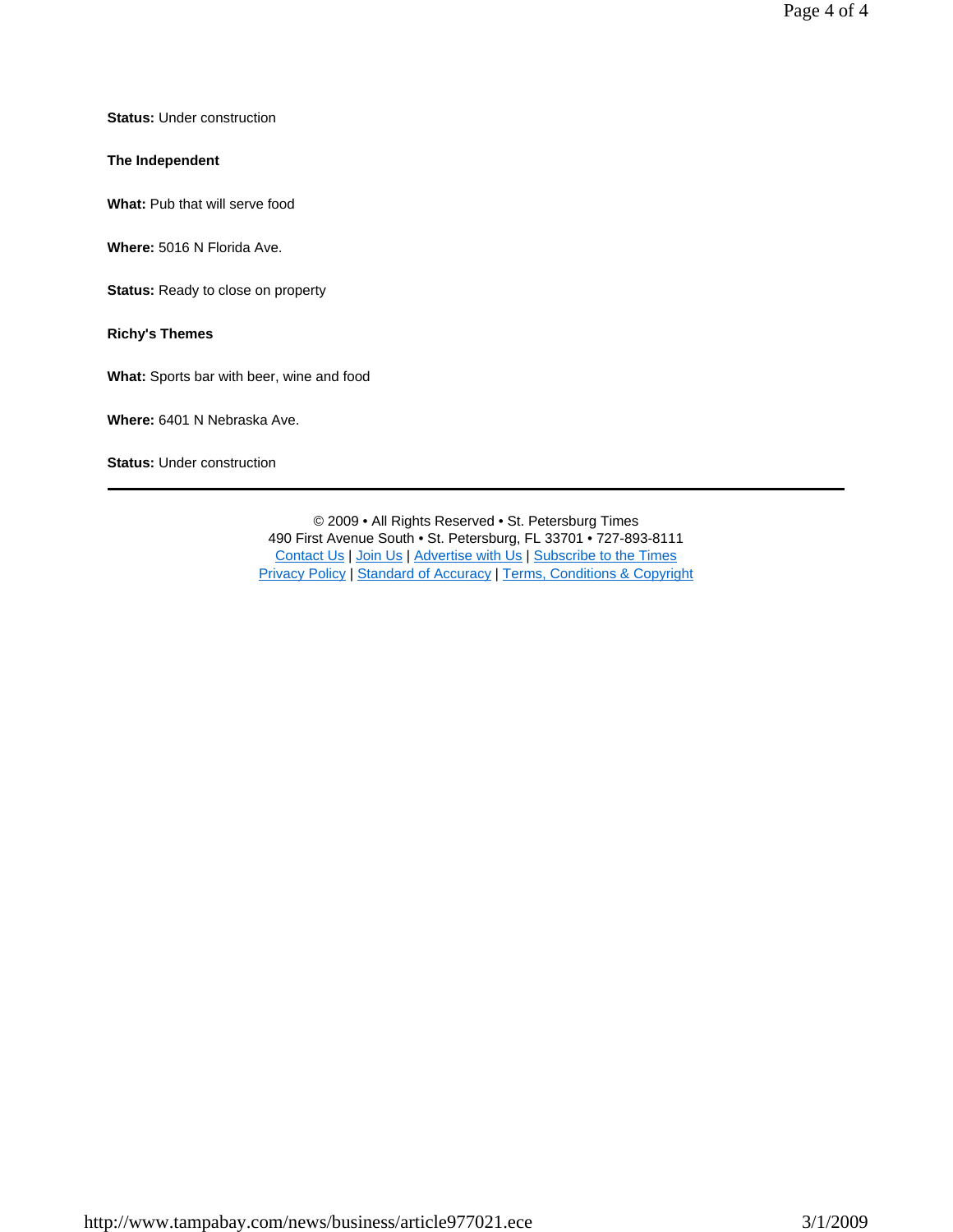**Status:** Under construction

**The Independent**

**What:** Pub that will serve food

**Where:** 5016 N Florida Ave.

**Status:** Ready to close on property

**Richy's Themes**

**What:** Sports bar with beer, wine and food

**Where:** 6401 N Nebraska Ave.

**Status:** Under construction

---

© 2009 • All Rights Reserved • St. Petersburg Times
490 First Avenue South • St. Petersburg, FL 33701 • 727-893-8111
Contact Us | Join Us | Advertise with Us | Subscribe to the Times
Privacy Policy | Standard of Accuracy | Terms, Conditions & Copyright